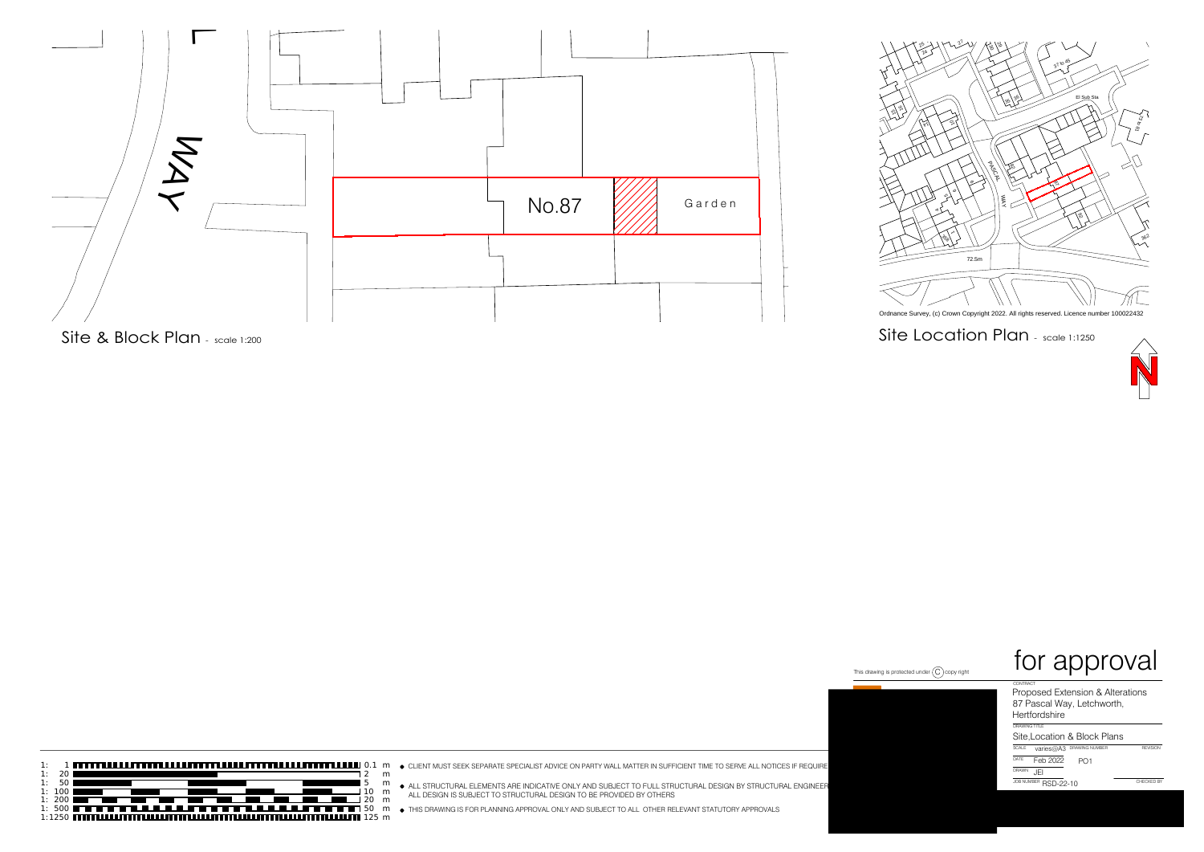WAY

No.87

Garden

Site & Block Plan - scale 1:200

Ordnance Survey, (c) Crown Copyright 2022. All rights reserved. Licence number 100022432

Site Location Plan - scale 1:1250

N

| Scale | Length |
|---|---|
| 1: 1 | 0.1 m |
| 1: 20 | 2 m |
| 1: 50 | 5 m |
| 1: 100 | 10 m |
| 1: 200 | 20 m |
| 1: 500 | 50 m |
| 1:1250 | 125 m |

- CLIENT MUST SEEK SEPARATE SPECIALIST ADVICE ON PARTY WALL MATTER IN SUFFICIENT TIME TO SERVE ALL NOTICES IF REQUIRE
- ALL STRUCTURAL ELEMENTS ARE INDICATIVE ONLY AND SUBJECT TO FULL STRUCTURAL DESIGN BY STRUCTURAL ENGINEER ALL DESIGN IS SUBJECT TO STRUCTURAL DESIGN TO BE PROVIDED BY OTHERS
- THIS DRAWING IS FOR PLANNING APPROVAL ONLY AND SUBJECT TO ALL OTHER RELEVANT STATUTORY APPROVALS

This drawing is protected under (C) copy right

# for approval

CONTRACT
Proposed Extension & Alterations
87 Pascal Way, Letchworth, Hertfordshire

DRAWING TITLE
Site,Location & Block Plans

| SCALE | varies@A3 | DRAWING NUMBER | REVISION |
|---|---|---|---|
| DATE | Feb 2022 | PO1 | |
| DRAWN | JEI | | |
| JOB NUMBER | RSD-22-10 | | CHECKED BY |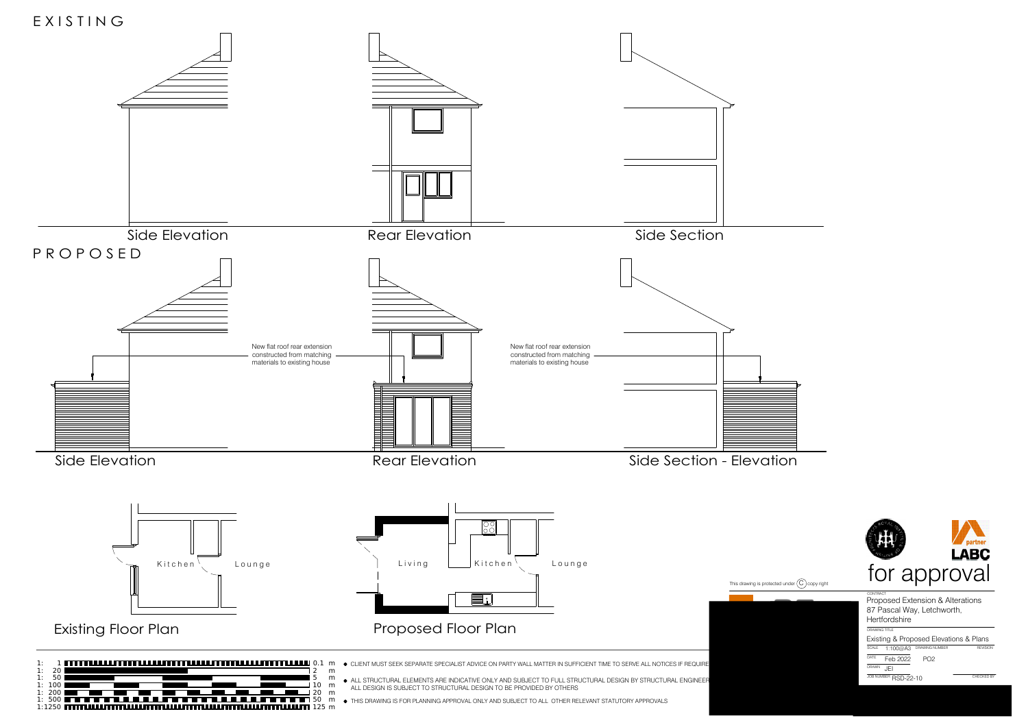# EXISTING

Side Elevation

Rear Elevation

Side Section

# PROPOSED

New flat roof rear extension constructed from matching materials to existing house

New flat roof rear extension constructed from matching materials to existing house

Side Elevation

Rear Elevation

Side Section - Elevation

Kitchen

Lounge

Existing Floor Plan

Living

Kitchen

Lounge

Proposed Floor Plan

| Scale | | |
|---|---|---|
| 1: 1 | 0.1 | m |
| 1: 20 | 2 | m |
| 1: 50 | 5 | m |
| 1: 100 | 10 | m |
| 1: 200 | 20 | m |
| 1: 500 | 50 | m |
| 1:1250 | 125 | m |

- CLIENT MUST SEEK SEPARATE SPECIALIST ADVICE ON PARTY WALL MATTER IN SUFFICIENT TIME TO SERVE ALL NOTICES IF REQUIRE
- ALL STRUCTURAL ELEMENTS ARE INDICATIVE ONLY AND SUBJECT TO FULL STRUCTURAL DESIGN BY STRUCTURAL ENGINEER ALL DESIGN IS SUBJECT TO STRUCTURAL DESIGN TO BE PROVIDED BY OTHERS
- THIS DRAWING IS FOR PLANNING APPROVAL ONLY AND SUBJECT TO ALL OTHER RELEVANT STATUTORY APPROVALS

This drawing is protected under (C) copy right

partner LABC

for approval

CONTRACT
Proposed Extension & Alterations
87 Pascal Way, Letchworth,
Hertfordshire

DRAWING TITLE
Existing & Proposed Elevations & Plans

SCALE 1:100@A3 DRAWING NUMBER REVISION

DATE Feb 2022 PO2

DRAWN JEI

JOB NUMBER RSD-22-10 CHECKED BY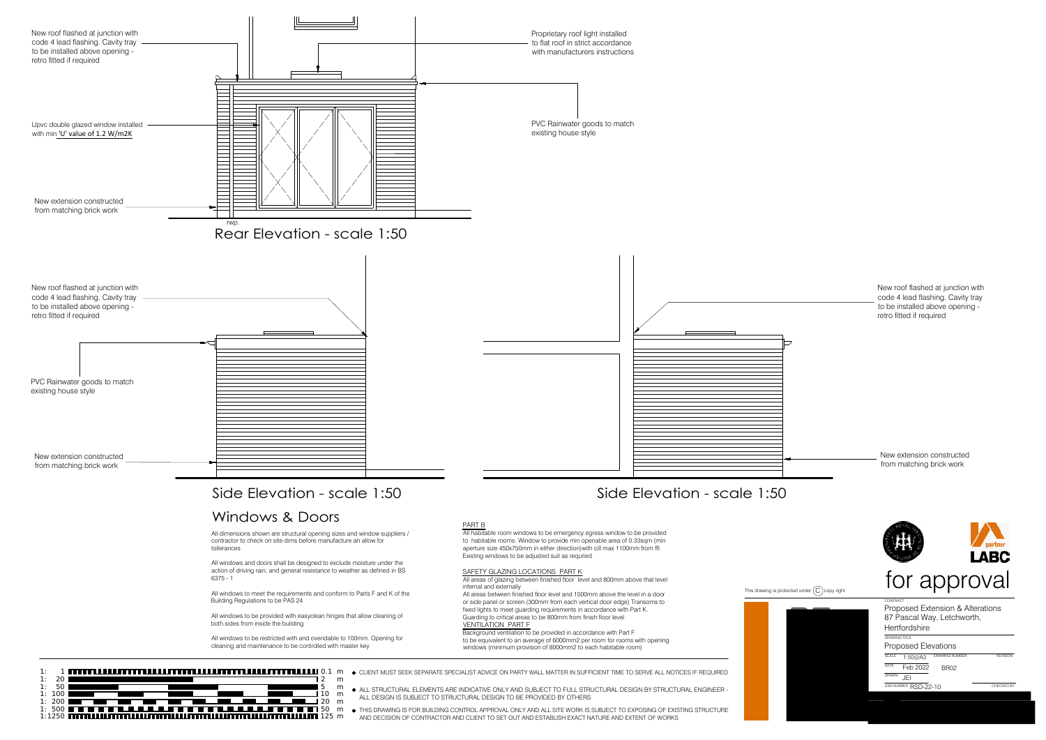New roof flashed at junction with code 4 lead flashing. Cavity tray to be installed above opening - retro fitted if required

Proprietary roof light installed to flat roof in strict accordance with manufacturers instructions

Upvc double glazed window installed with min 'U' value of 1.2 W/m2K

PVC Rainwater goods to match existing house style

New extension constructed from matching brick work

rwp.

## Rear Elevation - scale 1:50

New roof flashed at junction with code 4 lead flashing. Cavity tray to be installed above opening - retro fitted if required

PVC Rainwater goods to match existing house style

New extension constructed from matching brick work

## Side Elevation - scale 1:50

New roof flashed at junction with code 4 lead flashing. Cavity tray to be installed above opening - retro fitted if required

New extension constructed from matching brick work

## Side Elevation - scale 1:50

## Windows & Doors

All dimensions shown are structural opening sizes and window suppliers / contractor to check on site dims before manufacture an allow for tollerances

All windows and doors shall be designed to exclude moisture under the action of driving rain, and general resistance to weather as defined in BS 6375 - 1

All windows to meet the requirements and conform to Parts F and K of the Building Regulations to be PAS 24

All windows to be provided with easyclean hinges that allow cleaning of both sides from inside the building

All windows to be restricted with and overidable to 100mm. Opening for cleaning and maintenance to be controlled with master key

PART B

All habitable room windows to be emergency egress window to be provided to habitable rooms. Window to provide min openable area of 0.33sqm (min aperture size 450x750mm in either direction)with cill max 1100mm from ffl. Existing windows to be adjusted suit as requried

SAFETY GLAZING LOCATIONS PART K

All areas of glazing between finished floor level and 800mm above that level internal and externally

All areas between finished floor level and 1500mm above the level in a door or side panel or screen (300mm from each vertical door edge) Transoms to fixed lights to meet guarding requirements in accordance with Part K. Guarding to critical areas to be 800mm from finish floor level

VENTILATION PART F

Background ventilation to be provided in accordance with Part F to be equivalent to an average of 6000mm2 per room for rooms with opening windows (minimum provision of 8000mm2 to each habitable room)

1: 1 — 0.1 m
1: 20 — 2 m
1: 50 — 5 m
1: 100 — 10 m
1: 200 — 20 m
1: 500 — 50 m
1:1250 — 125 m

- CLIENT MUST SEEK SEPARATE SPECIALIST ADVICE ON PARTY WALL MATTER IN SUFFICIENT TIME TO SERVE ALL NOTICES IF REQUIRED
- ALL STRUCTURAL ELEMENTS ARE INDICATIVE ONLY AND SUBJECT TO FULL STRUCTURAL DESIGN BY STRUCTURAL ENGINEER - ALL DESIGN IS SUBJECT TO STRUCTURAL DESIGN TO BE PROVIDED BY OTHERS
- THIS DRAWING IS FOR BUILDING CONTROL APPROVAL ONLY AND ALL SITE WORK IS SUBJECT TO EXPOSING OF EXISTING STRUCTURE AND DECISION OF CONTRACTOR AND CLIENT TO SET OUT AND ESTABLISH EXACT NATURE AND EXTENT OF WORKS

This drawing is protected under (C) copy right

partner LABC

# for approval

CONTRACT
Proposed Extension & Alterations
87 Pascal Way, Letchworth, Hertfordshire

DRAWING TITLE
Proposed Elevations

| SCALE | DRAWING NUMBER | REVISION |
|---|---|---|
| 1:50@A3 | BR02 | |
| DATE Feb 2022 | | |
| DRAWN JEI | | |
| JOB NUMBER RSD-22-10 | | CHECKED BY |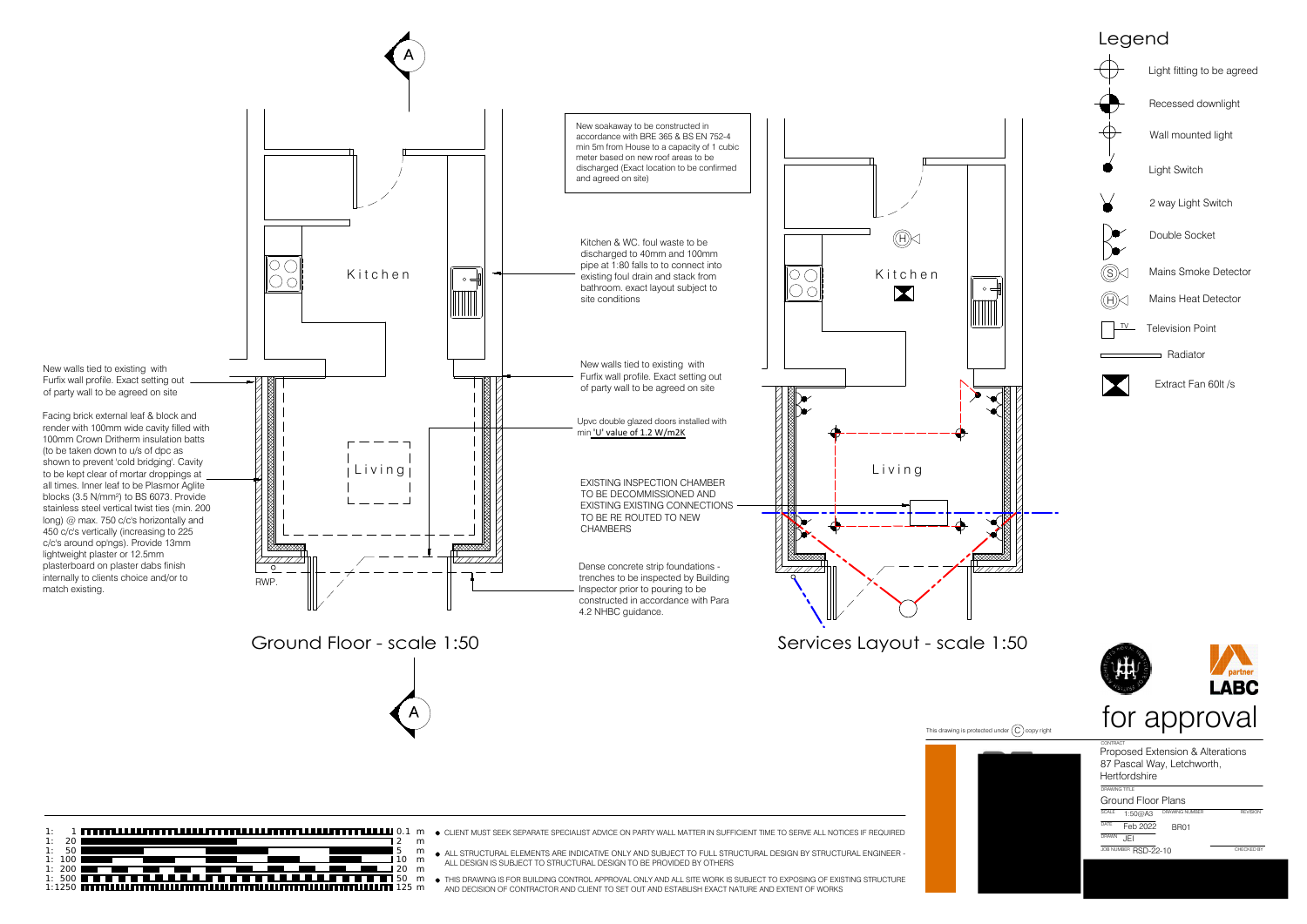# Ground Floor - scale 1:50

Kitchen

Living

RWP.

New walls tied to existing with Furfix wall profile. Exact setting out of party wall to be agreed on site

Facing brick external leaf & block and render with 100mm wide cavity filled with 100mm Crown Dritherm insulation batts (to be taken down to u/s of dpc as shown to prevent 'cold bridging'. Cavity to be kept clear of mortar droppings at all times. Inner leaf to be Plasmor Aglite blocks (3.5 N/mm²) to BS 6073. Provide stainless steel vertical twist ties (min. 200 long) @ max. 750 c/c's horizontally and 450 c/c's vertically (increasing to 225 c/c's around op'ngs). Provide 13mm lightweight plaster or 12.5mm plasterboard on plaster dabs finish internally to clients choice and/or to match existing.

New soakaway to be constructed in accordance with BRE 365 & BS EN 752-4 min 5m from House to a capacity of 1 cubic meter based on new roof areas to be discharged (Exact location to be confirmed and agreed on site)

Kitchen & WC. foul waste to be discharged to 40mm and 100mm pipe at 1:80 falls to to connect into existing foul drain and stack from bathroom. exact layout subject to site conditions

New walls tied to existing with Furfix wall profile. Exact setting out of party wall to be agreed on site

Upvc double glazed doors installed with min 'U' value of 1.2 W/m2K

EXISTING INSPECTION CHAMBER TO BE DECOMMISSIONED AND EXISTING EXISTING CONNECTIONS TO BE RE ROUTED TO NEW CHAMBERS

Dense concrete strip foundations - trenches to be inspected by Building Inspector prior to pouring to be constructed in accordance with Para 4.2 NHBC guidance.

# Services Layout - scale 1:50

Kitchen

Living

## Legend

- Light fitting to be agreed
- Recessed downlight
- Wall mounted light
- Light Switch
- 2 way Light Switch
- Double Socket
- Mains Smoke Detector
- Mains Heat Detector
- TV Television Point
- Radiator
- Extract Fan 60lt /s

| Scale | Length |
|---|---|
| 1: 1 | 0.1 m |
| 1: 20 | 2 m |
| 1: 50 | 5 m |
| 1: 100 | 10 m |
| 1: 200 | 20 m |
| 1: 500 | 50 m |
| 1:1250 | 125 m |

- CLIENT MUST SEEK SEPARATE SPECIALIST ADVICE ON PARTY WALL MATTER IN SUFFICIENT TIME TO SERVE ALL NOTICES IF REQUIRED
- ALL STRUCTURAL ELEMENTS ARE INDICATIVE ONLY AND SUBJECT TO FULL STRUCTURAL DESIGN BY STRUCTURAL ENGINEER - ALL DESIGN IS SUBJECT TO STRUCTURAL DESIGN TO BE PROVIDED BY OTHERS
- THIS DRAWING IS FOR BUILDING CONTROL APPROVAL ONLY AND ALL SITE WORK IS SUBJECT TO EXPOSING OF EXISTING STRUCTURE AND DECISION OF CONTRACTOR AND CLIENT TO SET OUT AND ESTABLISH EXACT NATURE AND EXTENT OF WORKS

This drawing is protected under (C) copy right

partner LABC

for approval

CONTRACT: Proposed Extension & Alterations, 87 Pascal Way, Letchworth, Hertfordshire

DRAWING TITLE: Ground Floor Plans

| SCALE | DRAWING NUMBER | REVISION |
|---|---|---|
| 1:50@A3 | BR01 | |

DATE: Feb 2022

DRAWN: JEI

JOB NUMBER: RSD-22-10

CHECKED BY: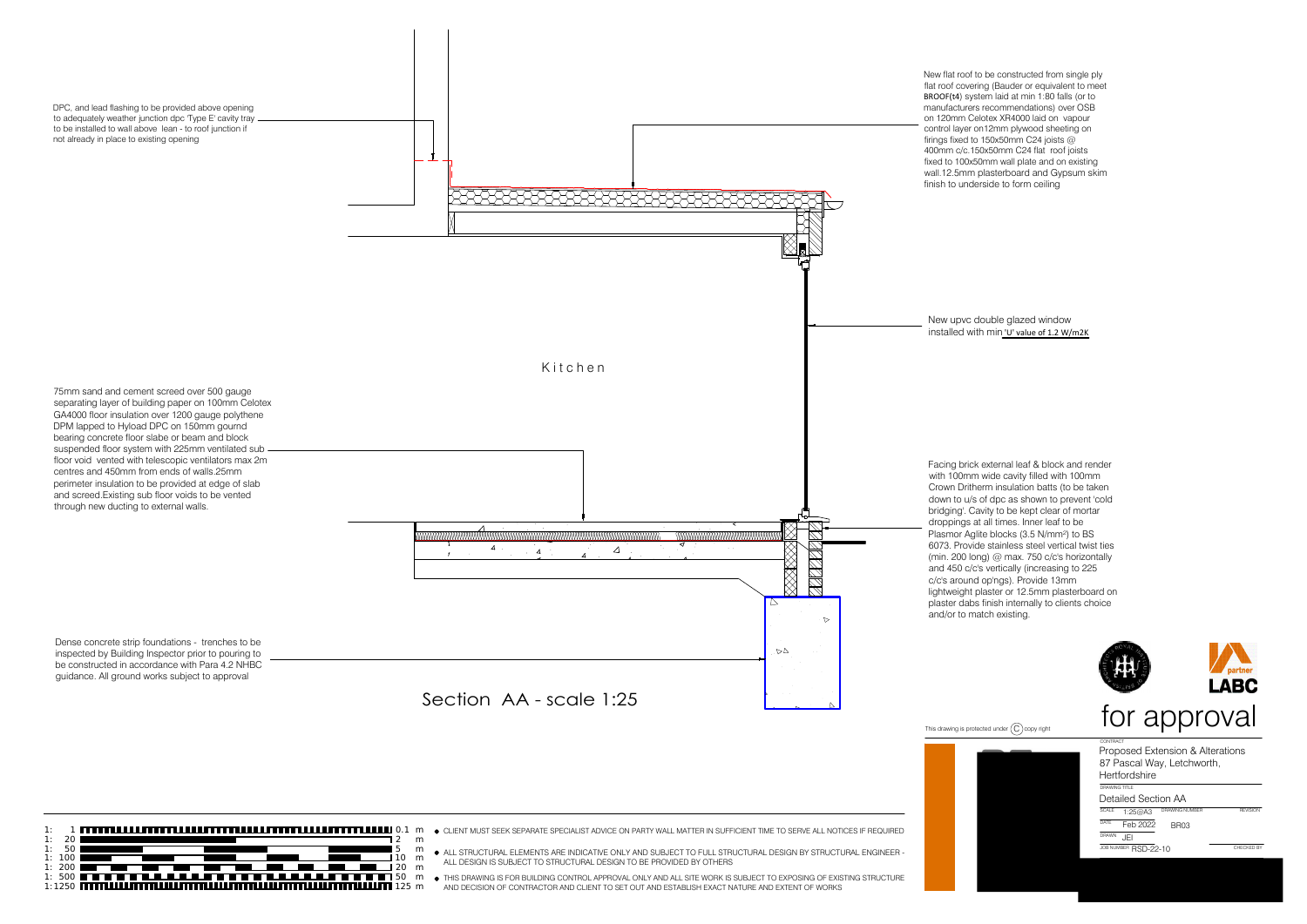DPC, and lead flashing to be provided above opening to adequately weather junction dpc 'Type E' cavity tray to be installed to wall above lean - to roof junction if not already in place to existing opening

New flat roof to be constructed from single ply flat roof covering (Bauder or equivalent to meet BROOF(t4) system laid at min 1:80 falls (or to manufacturers recommendations) over OSB on 120mm Celotex XR4000 laid on vapour control layer on12mm plywood sheeting on firings fixed to 150x50mm C24 joists @ 400mm c/c.150x50mm C24 flat roof joists fixed to 100x50mm wall plate and on existing wall.12.5mm plasterboard and Gypsum skim finish to underside to form ceiling

New upvc double glazed window installed with min 'U' value of 1.2 W/m2K

Kitchen

75mm sand and cement screed over 500 gauge separating layer of building paper on 100mm Celotex GA4000 floor insulation over 1200 gauge polythene DPM lapped to Hyload DPC on 150mm gournd bearing concrete floor slabe or beam and block suspended floor system with 225mm ventilated sub floor void vented with telescopic ventilators max 2m centres and 450mm from ends of walls.25mm perimeter insulation to be provided at edge of slab and screed.Existing sub floor voids to be vented through new ducting to external walls.

Facing brick external leaf & block and render with 100mm wide cavity filled with 100mm Crown Dritherm insulation batts (to be taken down to u/s of dpc as shown to prevent 'cold bridging'. Cavity to be kept clear of mortar droppings at all times. Inner leaf to be Plasmor Aglite blocks (3.5 N/mm²) to BS 6073. Provide stainless steel vertical twist ties (min. 200 long) @ max. 750 c/c's horizontally and 450 c/c's vertically (increasing to 225 c/c's around op'ngs). Provide 13mm lightweight plaster or 12.5mm plasterboard on plaster dabs finish internally to clients choice and/or to match existing.

Dense concrete strip foundations - trenches to be inspected by Building Inspector prior to pouring to be constructed in accordance with Para 4.2 NHBC guidance. All ground works subject to approval

## Section AA - scale 1:25

partner LABC

# for approval

This drawing is protected under (C) copy right

1: 1 — 0.1 m
1: 20 — 2 m
1: 50 — 5 m
1: 100 — 10 m
1: 200 — 20 m
1: 500 — 50 m
1:1250 — 125 m

- CLIENT MUST SEEK SEPARATE SPECIALIST ADVICE ON PARTY WALL MATTER IN SUFFICIENT TIME TO SERVE ALL NOTICES IF REQUIRED
- ALL STRUCTURAL ELEMENTS ARE INDICATIVE ONLY AND SUBJECT TO FULL STRUCTURAL DESIGN BY STRUCTURAL ENGINEER - ALL DESIGN IS SUBJECT TO STRUCTURAL DESIGN TO BE PROVIDED BY OTHERS
- THIS DRAWING IS FOR BUILDING CONTROL APPROVAL ONLY AND ALL SITE WORK IS SUBJECT TO EXPOSING OF EXISTING STRUCTURE AND DECISION OF CONTRACTOR AND CLIENT TO SET OUT AND ESTABLISH EXACT NATURE AND EXTENT OF WORKS

CONTRACT
Proposed Extension & Alterations
87 Pascal Way, Letchworth, Hertfordshire

DRAWING TITLE
Detailed Section AA

| SCALE | DRAWING NUMBER | REVISION |
|---|---|---|
| 1:25@A3 | BR03 | |
| DATE: Feb 2022 | | |
| DRAWN: JEI | | |
| JOB NUMBER: RSD-22-10 | | CHECKED BY |